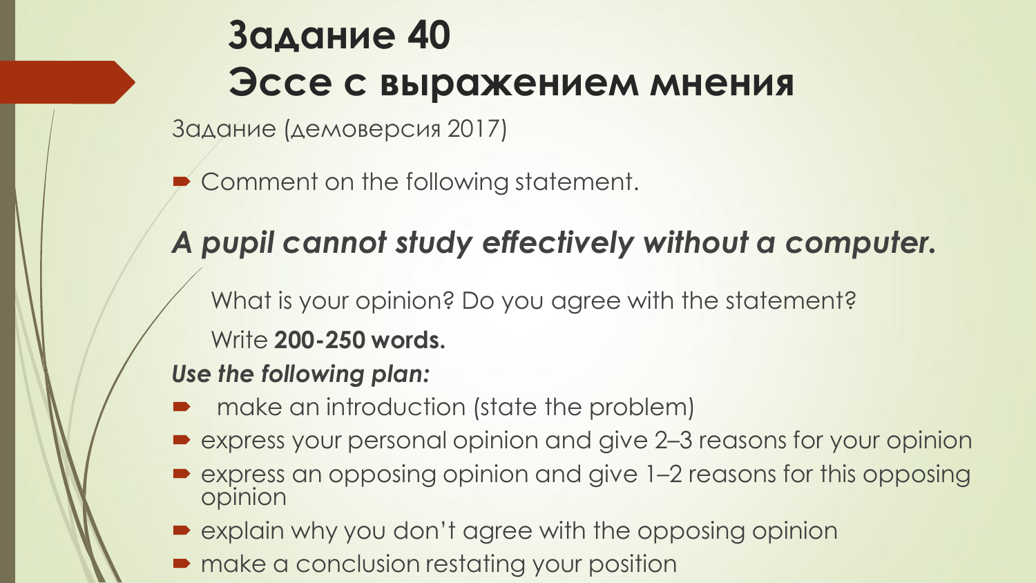# Задание 40
# Эссе с выражением мнения

Задание (демоверсия 2017)

- Comment on the following statement.

***A pupil cannot study effectively without a computer.***

What is your opinion? Do you agree with the statement?

Write **200-250 words.**

***Use the following plan:***

- make an introduction (state the problem)
- express your personal opinion and give 2–3 reasons for your opinion
- express an opposing opinion and give 1–2 reasons for this opposing opinion
- explain why you don't agree with the opposing opinion
- make a conclusion restating your position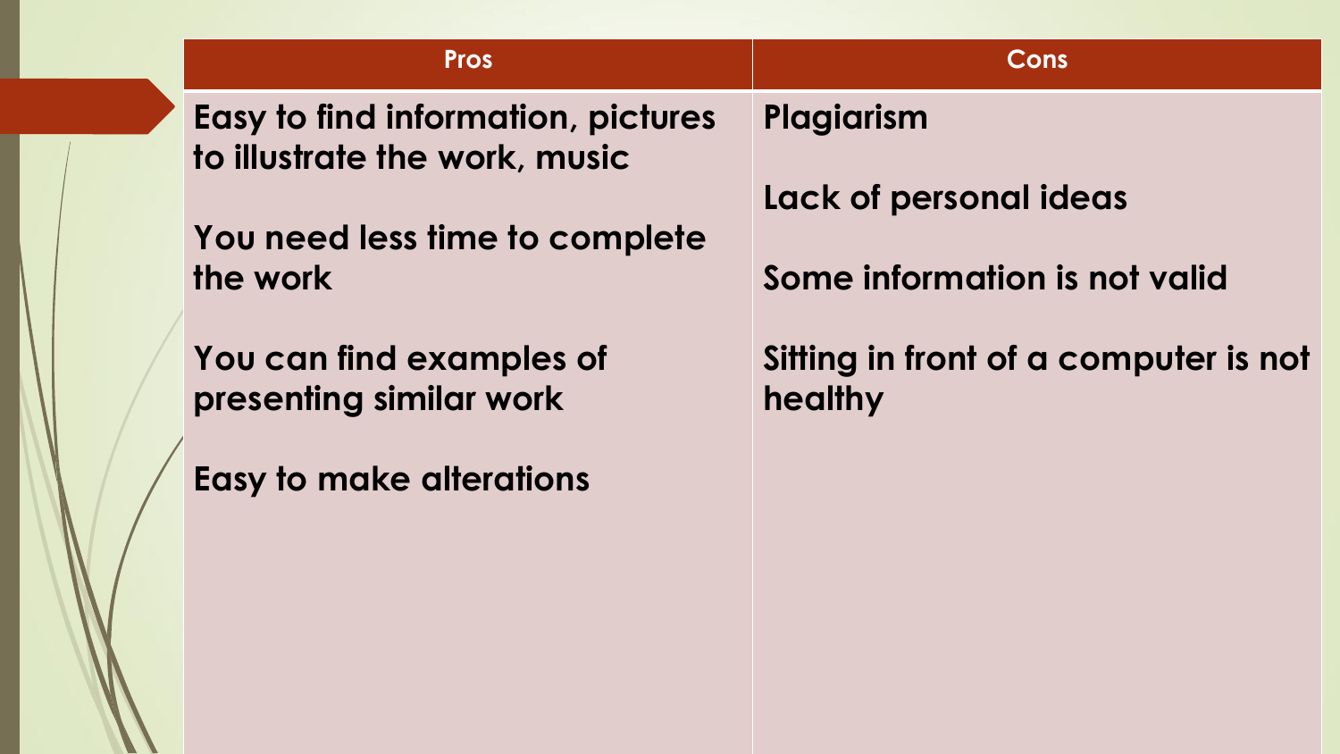| Pros | Cons |
| --- | --- |
| Easy to find information, pictures to illustrate the work, music | Plagiarism |
| You need less time to complete the work | Lack of personal ideas |
| You can find examples of presenting similar work | Some information is not valid |
| Easy to make alterations | Sitting in front of a computer is not healthy |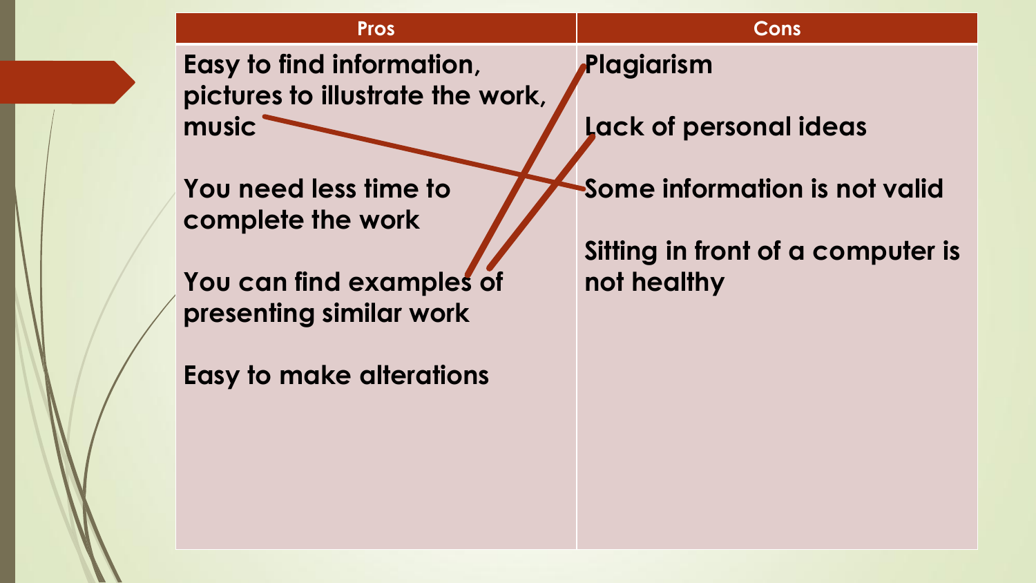| Pros | Cons |
| --- | --- |
| **Easy to find information, pictures to illustrate the work, music** | **Plagiarism** |
| **You need less time to complete the work** | **Lack of personal ideas** |
| **You can find examples of presenting similar work** | **Some information is not valid** |
| **Easy to make alterations** | **Sitting in front of a computer is not healthy** |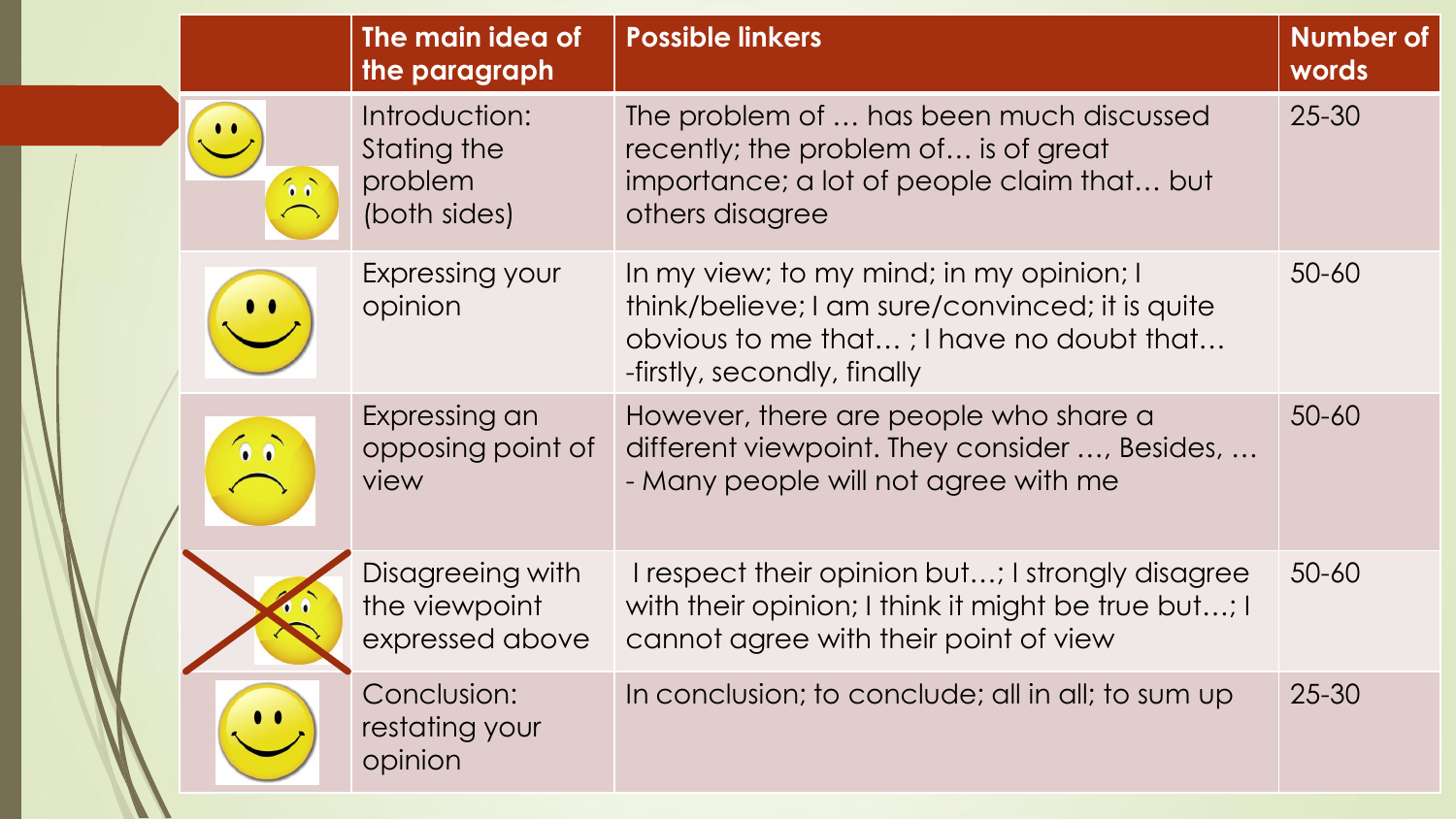| | The main idea of the paragraph | Possible linkers | Number of words |
|---|---|---|---|
| | Introduction: Stating the problem (both sides) | The problem of … has been much discussed recently; the problem of… is of great importance; a lot of people claim that… but others disagree | 25-30 |
| | Expressing your opinion | In my view; to my mind; in my opinion; I think/believe; I am sure/convinced; it is quite obvious to me that… ; I have no doubt that…<br>-firstly, secondly, finally | 50-60 |
| | Expressing an opposing point of view | However, there are people who share a different viewpoint. They consider …, Besides, …<br>- Many people will not agree with me | 50-60 |
| | Disagreeing with the viewpoint expressed above | I respect their opinion but…; I strongly disagree with their opinion; I think it might be true but…; I cannot agree with their point of view | 50-60 |
| | Conclusion: restating your opinion | In conclusion; to conclude; all in all; to sum up | 25-30 |